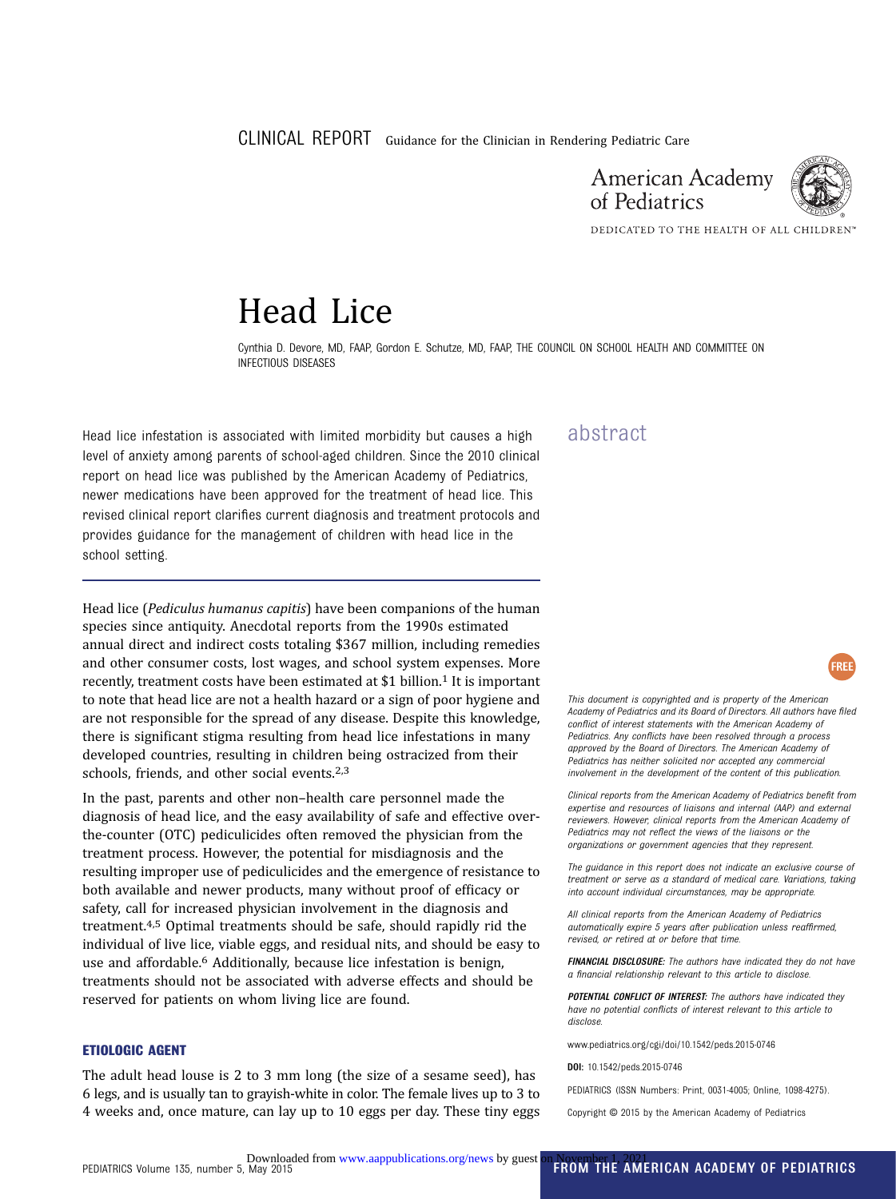CLINICAL REPORT Guidance for the Clinician in Rendering Pediatric Care

American Academy of Pediatrics

DEDICATED TO THE HEALTH OF ALL CHILDREN™

# Head Lice

Cynthia D. Devore, MD, FAAP, Gordon E. Schutze, MD, FAAP, THE COUNCIL ON SCHOOL HEALTH AND COMMITTEE ON INFECTIOUS DISEASES

## abstract

Head lice infestation is associated with limited morbidity but causes a high level of anxiety among parents of school-aged children. Since the 2010 clinical report on head lice was published by the American Academy of Pediatrics, newer medications have been approved for the treatment of head lice. This revised clinical report clarifies current diagnosis and treatment protocols and provides guidance for the management of children with head lice in the school setting.

Head lice (*Pediculus humanus capitis*) have been companions of the human species since antiquity. Anecdotal reports from the 1990s estimated annual direct and indirect costs totaling $367 million, including remedies and other consumer costs, lost wages, and school system expenses. More recently, treatment costs have been estimated at $1 billion.[1] It is important to note that head lice are not a health hazard or a sign of poor hygiene and are not responsible for the spread of any disease. Despite this knowledge, there is significant stigma resulting from head lice infestations in many developed countries, resulting in children being ostracized from their schools, friends, and other social events.[2,3]

In the past, parents and other non–health care personnel made the diagnosis of head lice, and the easy availability of safe and effective over-the-counter (OTC) pediculicides often removed the physician from the treatment process. However, the potential for misdiagnosis and the resulting improper use of pediculicides and the emergence of resistance to both available and newer products, many without proof of efficacy or safety, call for increased physician involvement in the diagnosis and treatment.[4,5] Optimal treatments should be safe, should rapidly rid the individual of live lice, viable eggs, and residual nits, and should be easy to use and affordable.[6] Additionally, because lice infestation is benign, treatments should not be associated with adverse effects and should be reserved for patients on whom living lice are found.

### ETIOLOGIC AGENT

The adult head louse is 2 to 3 mm long (the size of a sesame seed), has 6 legs, and is usually tan to grayish-white in color. The female lives up to 3 to 4 weeks and, once mature, can lay up to 10 eggs per day. These tiny eggs

FREE

*This document is copyrighted and is property of the American Academy of Pediatrics and its Board of Directors. All authors have filed conflict of interest statements with the American Academy of Pediatrics. Any conflicts have been resolved through a process approved by the Board of Directors. The American Academy of Pediatrics has neither solicited nor accepted any commercial involvement in the development of the content of this publication.*

*Clinical reports from the American Academy of Pediatrics benefit from expertise and resources of liaisons and internal (AAP) and external reviewers. However, clinical reports from the American Academy of Pediatrics may not reflect the views of the liaisons or the organizations or government agencies that they represent.*

*The guidance in this report does not indicate an exclusive course of treatment or serve as a standard of medical care. Variations, taking into account individual circumstances, may be appropriate.*

*All clinical reports from the American Academy of Pediatrics automatically expire 5 years after publication unless reaffirmed, revised, or retired at or before that time.*

***FINANCIAL DISCLOSURE:*** *The authors have indicated they do not have a financial relationship relevant to this article to disclose.*

***POTENTIAL CONFLICT OF INTEREST:*** *The authors have indicated they have no potential conflicts of interest relevant to this article to disclose.*

www.pediatrics.org/cgi/doi/10.1542/peds.2015-0746

**DOI:** 10.1542/peds.2015-0746

PEDIATRICS (ISSN Numbers: Print, 0031-4005; Online, 1098-4275).

Copyright © 2015 by the American Academy of Pediatrics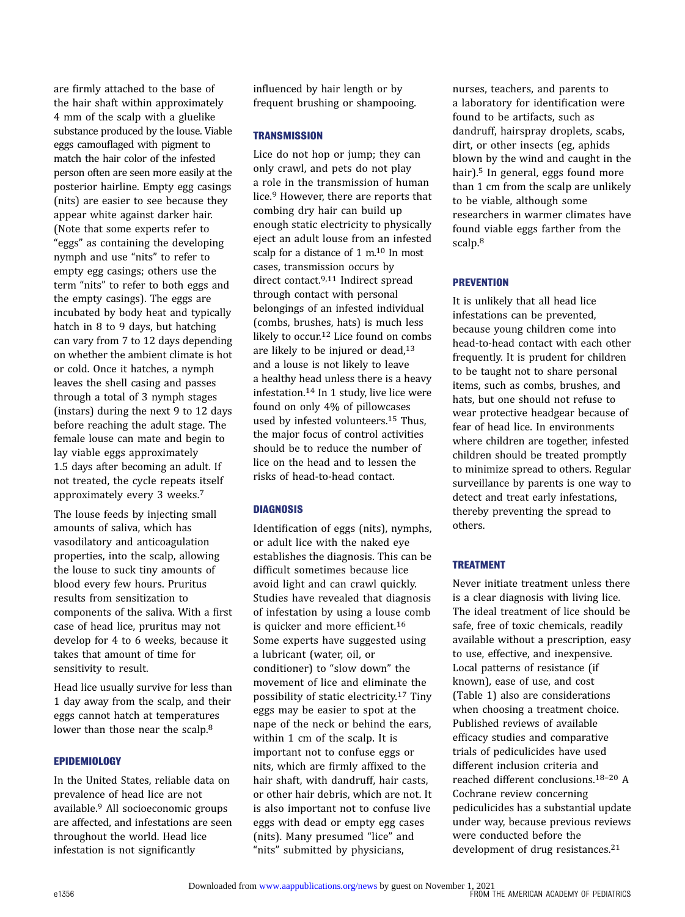are firmly attached to the base of the hair shaft within approximately 4 mm of the scalp with a gluelike substance produced by the louse. Viable eggs camouflaged with pigment to match the hair color of the infested person often are seen more easily at the posterior hairline. Empty egg casings (nits) are easier to see because they appear white against darker hair. (Note that some experts refer to "eggs" as containing the developing nymph and use "nits" to refer to empty egg casings; others use the term "nits" to refer to both eggs and the empty casings). The eggs are incubated by body heat and typically hatch in 8 to 9 days, but hatching can vary from 7 to 12 days depending on whether the ambient climate is hot or cold. Once it hatches, a nymph leaves the shell casing and passes through a total of 3 nymph stages (instars) during the next 9 to 12 days before reaching the adult stage. The female louse can mate and begin to lay viable eggs approximately 1.5 days after becoming an adult. If not treated, the cycle repeats itself approximately every 3 weeks.[7]

The louse feeds by injecting small amounts of saliva, which has vasodilatory and anticoagulation properties, into the scalp, allowing the louse to suck tiny amounts of blood every few hours. Pruritus results from sensitization to components of the saliva. With a first case of head lice, pruritus may not develop for 4 to 6 weeks, because it takes that amount of time for sensitivity to result.

Head lice usually survive for less than 1 day away from the scalp, and their eggs cannot hatch at temperatures lower than those near the scalp.[8]

## EPIDEMIOLOGY

In the United States, reliable data on prevalence of head lice are not available.[9] All socioeconomic groups are affected, and infestations are seen throughout the world. Head lice infestation is not significantly influenced by hair length or by frequent brushing or shampooing.

## TRANSMISSION

Lice do not hop or jump; they can only crawl, and pets do not play a role in the transmission of human lice.[9] However, there are reports that combing dry hair can build up enough static electricity to physically eject an adult louse from an infested scalp for a distance of 1 m.[10] In most cases, transmission occurs by direct contact.[9,11] Indirect spread through contact with personal belongings of an infested individual (combs, brushes, hats) is much less likely to occur.[12] Lice found on combs are likely to be injured or dead,[13] and a louse is not likely to leave a healthy head unless there is a heavy infestation.[14] In 1 study, live lice were found on only 4% of pillowcases used by infested volunteers.[15] Thus, the major focus of control activities should be to reduce the number of lice on the head and to lessen the risks of head-to-head contact.

## DIAGNOSIS

Identification of eggs (nits), nymphs, or adult lice with the naked eye establishes the diagnosis. This can be difficult sometimes because lice avoid light and can crawl quickly. Studies have revealed that diagnosis of infestation by using a louse comb is quicker and more efficient.[16] Some experts have suggested using a lubricant (water, oil, or conditioner) to "slow down" the movement of lice and eliminate the possibility of static electricity.[17] Tiny eggs may be easier to spot at the nape of the neck or behind the ears, within 1 cm of the scalp. It is important not to confuse eggs or nits, which are firmly affixed to the hair shaft, with dandruff, hair casts, or other hair debris, which are not. It is also important not to confuse live eggs with dead or empty egg cases (nits). Many presumed "lice" and "nits" submitted by physicians, nurses, teachers, and parents to a laboratory for identification were found to be artifacts, such as dandruff, hairspray droplets, scabs, dirt, or other insects (eg, aphids blown by the wind and caught in the hair).[5] In general, eggs found more than 1 cm from the scalp are unlikely to be viable, although some researchers in warmer climates have found viable eggs farther from the scalp.[8]

## PREVENTION

It is unlikely that all head lice infestations can be prevented, because young children come into head-to-head contact with each other frequently. It is prudent for children to be taught not to share personal items, such as combs, brushes, and hats, but one should not refuse to wear protective headgear because of fear of head lice. In environments where children are together, infested children should be treated promptly to minimize spread to others. Regular surveillance by parents is one way to detect and treat early infestations, thereby preventing the spread to others.

## TREATMENT

Never initiate treatment unless there is a clear diagnosis with living lice. The ideal treatment of lice should be safe, free of toxic chemicals, readily available without a prescription, easy to use, effective, and inexpensive. Local patterns of resistance (if known), ease of use, and cost (Table 1) also are considerations when choosing a treatment choice. Published reviews of available efficacy studies and comparative trials of pediculicides have used different inclusion criteria and reached different conclusions.[18–20] A Cochrane review concerning pediculicides has a substantial update under way, because previous reviews were conducted before the development of drug resistances.[21]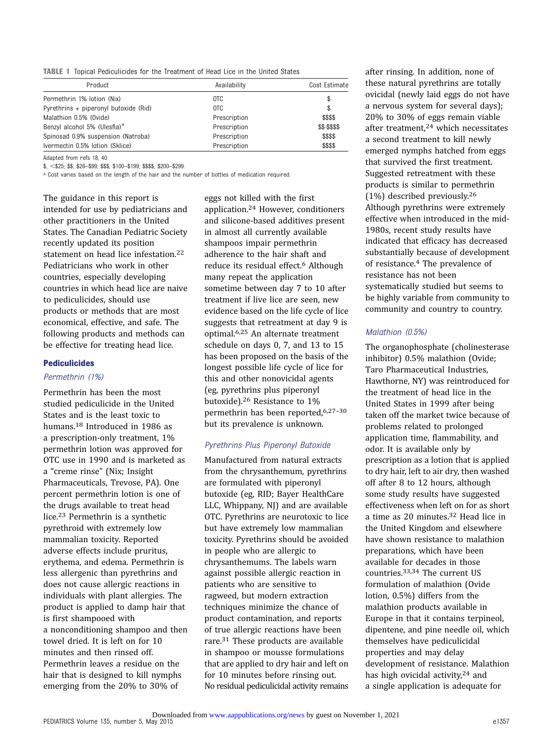**TABLE 1** Topical Pediculicides for the Treatment of Head Lice in the United States

| Product | Availability | Cost Estimate |
|---|---|---|
| Permethrin 1% lotion (Nix) | OTC | $ |
| Pyrethrins + piperonyl butoxide (Rid) | OTC | $ |
| Malathion 0.5% (Ovide) | Prescription | $$$$ |
| Benzyl alcohol 5% (Ulesfia)[a] | Prescription | $$-$$$$ |
| Spinosad 0.9% suspension (Natroba) | Prescription | $$$$ |
| Ivermectin 0.5% lotion (Sklice) | Prescription | $$$$ |

Adapted from refs 18, 40.

$, <$25; $$, $26–$99; $$$, $100–$199; $$$$, $200–$299.

[a] Cost varies based on the length of the hair and the number of bottles of medication required.

The guidance in this report is intended for use by pediatricians and other practitioners in the United States. The Canadian Pediatric Society recently updated its position statement on head lice infestation.[22] Pediatricians who work in other countries, especially developing countries in which head lice are naive to pediculicides, should use products or methods that are most economical, effective, and safe. The following products and methods can be effective for treating head lice.

## Pediculicides

### *Permethrin (1%)*

Permethrin has been the most studied pediculicide in the United States and is the least toxic to humans.[18] Introduced in 1986 as a prescription-only treatment, 1% permethrin lotion was approved for OTC use in 1990 and is marketed as a "creme rinse" (Nix; Insight Pharmaceuticals, Trevose, PA). One percent permethrin lotion is one of the drugs available to treat head lice.[23] Permethrin is a synthetic pyrethroid with extremely low mammalian toxicity. Reported adverse effects include pruritus, erythema, and edema. Permethrin is less allergenic than pyrethrins and does not cause allergic reactions in individuals with plant allergies. The product is applied to damp hair that is first shampooed with a nonconditioning shampoo and then towel dried. It is left on for 10 minutes and then rinsed off. Permethrin leaves a residue on the hair that is designed to kill nymphs emerging from the 20% to 30% of eggs not killed with the first application.[24] However, conditioners and silicone-based additives present in almost all currently available shampoos impair permethrin adherence to the hair shaft and reduce its residual effect.[6] Although many repeat the application sometime between day 7 to 10 after treatment if live lice are seen, new evidence based on the life cycle of lice suggests that retreatment at day 9 is optimal.[6,25] An alternate treatment schedule on days 0, 7, and 13 to 15 has been proposed on the basis of the longest possible life cycle of lice for this and other nonovicidal agents (eg, pyrethrins plus piperonyl butoxide).[26] Resistance to 1% permethrin has been reported,[6,27–30] but its prevalence is unknown.

### *Pyrethrins Plus Piperonyl Butoxide*

Manufactured from natural extracts from the chrysanthemum, pyrethrins are formulated with piperonyl butoxide (eg, RID; Bayer HealthCare LLC, Whippany, NJ) and are available OTC. Pyrethrins are neurotoxic to lice but have extremely low mammalian toxicity. Pyrethrins should be avoided in people who are allergic to chrysanthemums. The labels warn against possible allergic reaction in patients who are sensitive to ragweed, but modern extraction techniques minimize the chance of product contamination, and reports of true allergic reactions have been rare.[31] These products are available in shampoo or mousse formulations that are applied to dry hair and left on for 10 minutes before rinsing out. No residual pediculicidal activity remains after rinsing. In addition, none of these natural pyrethrins are totally ovicidal (newly laid eggs do not have a nervous system for several days); 20% to 30% of eggs remain viable after treatment,[24] which necessitates a second treatment to kill newly emerged nymphs hatched from eggs that survived the first treatment. Suggested retreatment with these products is similar to permethrin (1%) described previously.[26] Although pyrethrins were extremely effective when introduced in the mid-1980s, recent study results have indicated that efficacy has decreased substantially because of development of resistance.[4] The prevalence of resistance has not been systematically studied but seems to be highly variable from community to community and country to country.

### *Malathion (0.5%)*

The organophosphate (cholinesterase inhibitor) 0.5% malathion (Ovide; Taro Pharmaceutical Industries, Hawthorne, NY) was reintroduced for the treatment of head lice in the United States in 1999 after being taken off the market twice because of problems related to prolonged application time, flammability, and odor. It is available only by prescription as a lotion that is applied to dry hair, left to air dry, then washed off after 8 to 12 hours, although some study results have suggested effectiveness when left on for as short a time as 20 minutes.[32] Head lice in the United Kingdom and elsewhere have shown resistance to malathion preparations, which have been available for decades in those countries.[33,34] The current US formulation of malathion (Ovide lotion, 0.5%) differs from the malathion products available in Europe in that it contains terpineol, dipentene, and pine needle oil, which themselves have pediculicidal properties and may delay development of resistance. Malathion has high ovicidal activity,[24] and a single application is adequate for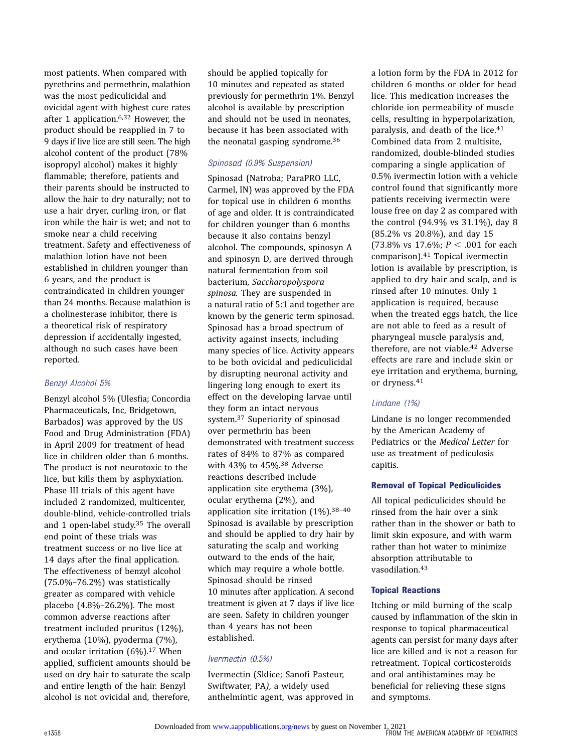most patients. When compared with pyrethrins and permethrin, malathion was the most pediculicidal and ovicidal agent with highest cure rates after 1 application.[6,32] However, the product should be reapplied in 7 to 9 days if live lice are still seen. The high alcohol content of the product (78% isopropyl alcohol) makes it highly flammable; therefore, patients and their parents should be instructed to allow the hair to dry naturally; not to use a hair dryer, curling iron, or flat iron while the hair is wet; and not to smoke near a child receiving treatment. Safety and effectiveness of malathion lotion have not been established in children younger than 6 years, and the product is contraindicated in children younger than 24 months. Because malathion is a cholinesterase inhibitor, there is a theoretical risk of respiratory depression if accidentally ingested, although no such cases have been reported.

### *Benzyl Alcohol 5%*

Benzyl alcohol 5% (Ulesfia; Concordia Pharmaceuticals, Inc, Bridgetown, Barbados) was approved by the US Food and Drug Administration (FDA) in April 2009 for treatment of head lice in children older than 6 months. The product is not neurotoxic to the lice, but kills them by asphyxiation. Phase III trials of this agent have included 2 randomized, multicenter, double-blind, vehicle-controlled trials and 1 open-label study.[35] The overall end point of these trials was treatment success or no live lice at 14 days after the final application. The effectiveness of benzyl alcohol (75.0%–76.2%) was statistically greater as compared with vehicle placebo (4.8%–26.2%). The most common adverse reactions after treatment included pruritus (12%), erythema (10%), pyoderma (7%), and ocular irritation (6%).[17] When applied, sufficient amounts should be used on dry hair to saturate the scalp and entire length of the hair. Benzyl alcohol is not ovicidal and, therefore, should be applied topically for 10 minutes and repeated as stated previously for permethrin 1%. Benzyl alcohol is available by prescription and should not be used in neonates, because it has been associated with the neonatal gasping syndrome.[36]

### *Spinosad (0.9% Suspension)*

Spinosad (Natroba; ParaPRO LLC, Carmel, IN) was approved by the FDA for topical use in children 6 months of age and older. It is contraindicated for children younger than 6 months because it also contains benzyl alcohol. The compounds, spinosyn A and spinosyn D, are derived through natural fermentation from soil bacterium, *Saccharopolyspora spinosa.* They are suspended in a natural ratio of 5:1 and together are known by the generic term spinosad. Spinosad has a broad spectrum of activity against insects, including many species of lice. Activity appears to be both ovicidal and pediculicidal by disrupting neuronal activity and lingering long enough to exert its effect on the developing larvae until they form an intact nervous system.[37] Superiority of spinosad over permethrin has been demonstrated with treatment success rates of 84% to 87% as compared with 43% to 45%.[38] Adverse reactions described include application site erythema (3%), ocular erythema (2%), and application site irritation (1%).[38–40] Spinosad is available by prescription and should be applied to dry hair by saturating the scalp and working outward to the ends of the hair, which may require a whole bottle. Spinosad should be rinsed 10 minutes after application. A second treatment is given at 7 days if live lice are seen. Safety in children younger than 4 years has not been established.

### *Ivermectin (0.5%)*

Ivermectin (Sklice; Sanofi Pasteur, Swiftwater, PA), a widely used anthelmintic agent, was approved in a lotion form by the FDA in 2012 for children 6 months or older for head lice. This medication increases the chloride ion permeability of muscle cells, resulting in hyperpolarization, paralysis, and death of the lice.[41] Combined data from 2 multisite, randomized, double-blinded studies comparing a single application of 0.5% ivermectin lotion with a vehicle control found that significantly more patients receiving ivermectin were louse free on day 2 as compared with the control (94.9% vs 31.1%), day 8 (85.2% vs 20.8%), and day 15 (73.8% vs 17.6%; $P < .001$ for each comparison).[41] Topical ivermectin lotion is available by prescription, is applied to dry hair and scalp, and is rinsed after 10 minutes. Only 1 application is required, because when the treated eggs hatch, the lice are not able to feed as a result of pharyngeal muscle paralysis and, therefore, are not viable.[42] Adverse effects are rare and include skin or eye irritation and erythema, burning, or dryness.[41]

### *Lindane (1%)*

Lindane is no longer recommended by the American Academy of Pediatrics or the *Medical Letter* for use as treatment of pediculosis capitis.

## Removal of Topical Pediculicides

All topical pediculicides should be rinsed from the hair over a sink rather than in the shower or bath to limit skin exposure, and with warm rather than hot water to minimize absorption attributable to vasodilation.[43]

## Topical Reactions

Itching or mild burning of the scalp caused by inflammation of the skin in response to topical pharmaceutical agents can persist for many days after lice are killed and is not a reason for retreatment. Topical corticosteroids and oral antihistamines may be beneficial for relieving these signs and symptoms.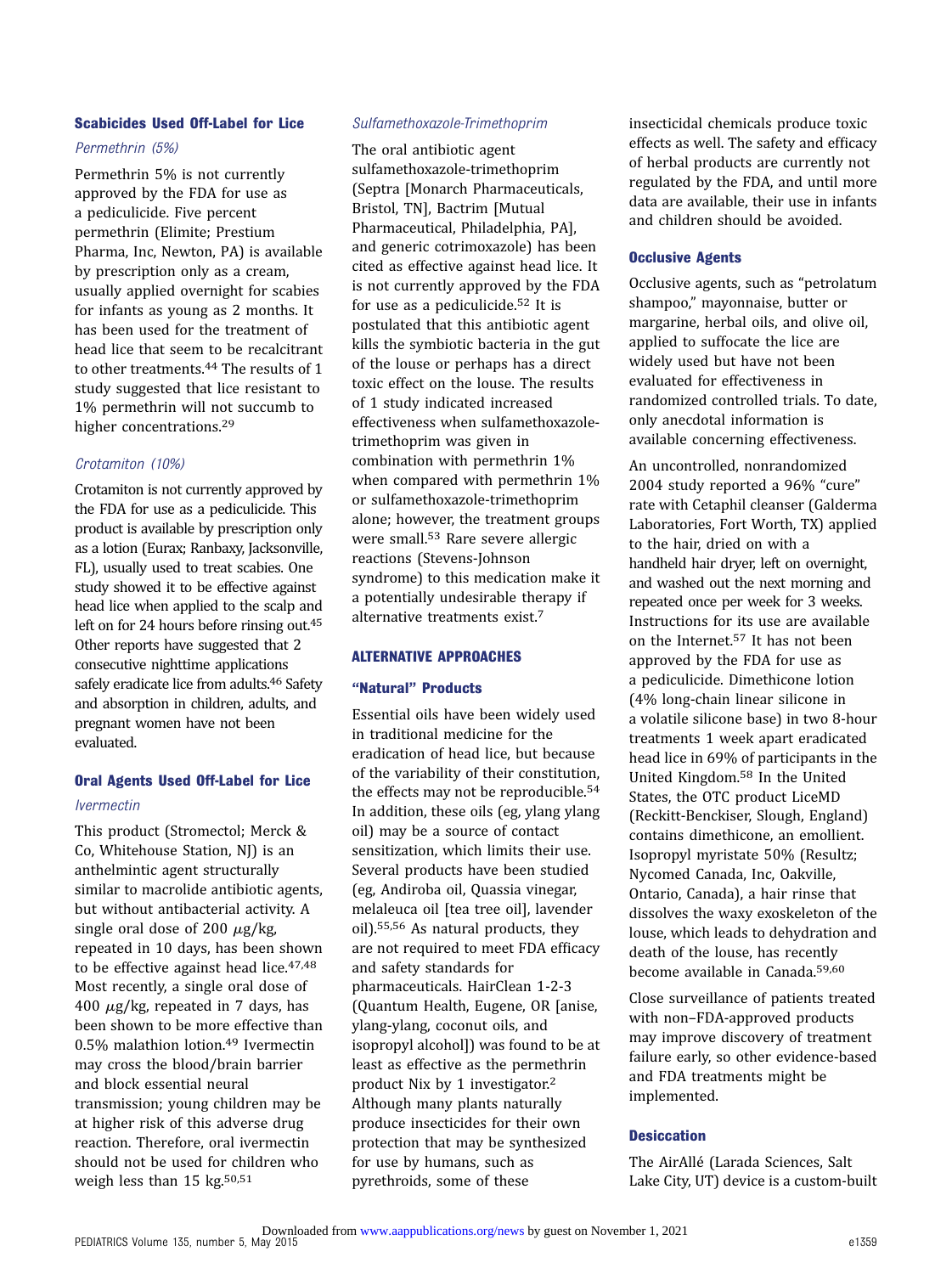### Scabicides Used Off-Label for Lice

#### *Permethrin (5%)*

Permethrin 5% is not currently approved by the FDA for use as a pediculicide. Five percent permethrin (Elimite; Prestium Pharma, Inc, Newton, PA) is available by prescription only as a cream, usually applied overnight for scabies for infants as young as 2 months. It has been used for the treatment of head lice that seem to be recalcitrant to other treatments.[44] The results of 1 study suggested that lice resistant to 1% permethrin will not succumb to higher concentrations.[29]

#### *Crotamiton (10%)*

Crotamiton is not currently approved by the FDA for use as a pediculicide. This product is available by prescription only as a lotion (Eurax; Ranbaxy, Jacksonville, FL), usually used to treat scabies. One study showed it to be effective against head lice when applied to the scalp and left on for 24 hours before rinsing out.[45] Other reports have suggested that 2 consecutive nighttime applications safely eradicate lice from adults.[46] Safety and absorption in children, adults, and pregnant women have not been evaluated.

### Oral Agents Used Off-Label for Lice

#### *Ivermectin*

This product (Stromectol; Merck & Co, Whitehouse Station, NJ) is an anthelmintic agent structurally similar to macrolide antibiotic agents, but without antibacterial activity. A single oral dose of 200 $\mu$g/kg, repeated in 10 days, has been shown to be effective against head lice.[47,48] Most recently, a single oral dose of 400 $\mu$g/kg, repeated in 7 days, has been shown to be more effective than 0.5% malathion lotion.[49] Ivermectin may cross the blood/brain barrier and block essential neural transmission; young children may be at higher risk of this adverse drug reaction. Therefore, oral ivermectin should not be used for children who weigh less than 15 kg.[50,51]

#### *Sulfamethoxazole-Trimethoprim*

The oral antibiotic agent sulfamethoxazole-trimethoprim (Septra [Monarch Pharmaceuticals, Bristol, TN], Bactrim [Mutual Pharmaceutical, Philadelphia, PA], and generic cotrimoxazole) has been cited as effective against head lice. It is not currently approved by the FDA for use as a pediculicide.[52] It is postulated that this antibiotic agent kills the symbiotic bacteria in the gut of the louse or perhaps has a direct toxic effect on the louse. The results of 1 study indicated increased effectiveness when sulfamethoxazole-trimethoprim was given in combination with permethrin 1% when compared with permethrin 1% or sulfamethoxazole-trimethoprim alone; however, the treatment groups were small.[53] Rare severe allergic reactions (Stevens-Johnson syndrome) to this medication make it a potentially undesirable therapy if alternative treatments exist.[7]

## ALTERNATIVE APPROACHES

### "Natural" Products

Essential oils have been widely used in traditional medicine for the eradication of head lice, but because of the variability of their constitution, the effects may not be reproducible.[54] In addition, these oils (eg, ylang ylang oil) may be a source of contact sensitization, which limits their use. Several products have been studied (eg, Andiroba oil, Quassia vinegar, melaleuca oil [tea tree oil], lavender oil).[55,56] As natural products, they are not required to meet FDA efficacy and safety standards for pharmaceuticals. HairClean 1-2-3 (Quantum Health, Eugene, OR [anise, ylang-ylang, coconut oils, and isopropyl alcohol]) was found to be at least as effective as the permethrin product Nix by 1 investigator.[2] Although many plants naturally produce insecticides for their own protection that may be synthesized for use by humans, such as pyrethroids, some of these insecticidal chemicals produce toxic effects as well. The safety and efficacy of herbal products are currently not regulated by the FDA, and until more data are available, their use in infants and children should be avoided.

### Occlusive Agents

Occlusive agents, such as "petrolatum shampoo," mayonnaise, butter or margarine, herbal oils, and olive oil, applied to suffocate the lice are widely used but have not been evaluated for effectiveness in randomized controlled trials. To date, only anecdotal information is available concerning effectiveness.

An uncontrolled, nonrandomized 2004 study reported a 96% "cure" rate with Cetaphil cleanser (Galderma Laboratories, Fort Worth, TX) applied to the hair, dried on with a handheld hair dryer, left on overnight, and washed out the next morning and repeated once per week for 3 weeks. Instructions for its use are available on the Internet.[57] It has not been approved by the FDA for use as a pediculicide. Dimethicone lotion (4% long-chain linear silicone in a volatile silicone base) in two 8-hour treatments 1 week apart eradicated head lice in 69% of participants in the United Kingdom.[58] In the United States, the OTC product LiceMD (Reckitt-Benckiser, Slough, England) contains dimethicone, an emollient. Isopropyl myristate 50% (Resultz; Nycomed Canada, Inc, Oakville, Ontario, Canada), a hair rinse that dissolves the waxy exoskeleton of the louse, which leads to dehydration and death of the louse, has recently become available in Canada.[59,60]

Close surveillance of patients treated with non–FDA-approved products may improve discovery of treatment failure early, so other evidence-based and FDA treatments might be implemented.

### Desiccation

The AirAllé (Larada Sciences, Salt Lake City, UT) device is a custom-built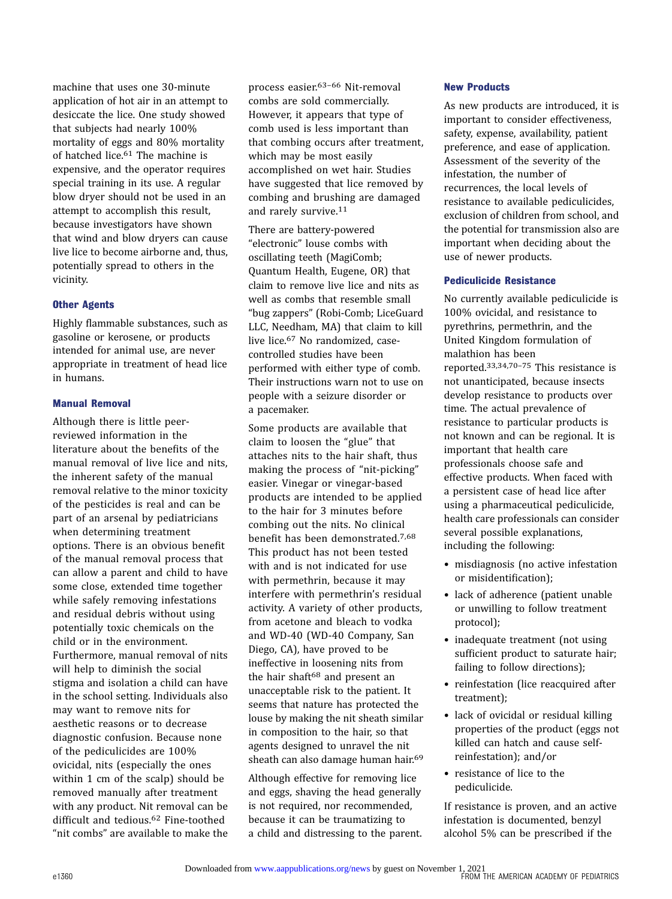machine that uses one 30-minute application of hot air in an attempt to desiccate the lice. One study showed that subjects had nearly 100% mortality of eggs and 80% mortality of hatched lice.[61] The machine is expensive, and the operator requires special training in its use. A regular blow dryer should not be used in an attempt to accomplish this result, because investigators have shown that wind and blow dryers can cause live lice to become airborne and, thus, potentially spread to others in the vicinity.

### Other Agents

Highly flammable substances, such as gasoline or kerosene, or products intended for animal use, are never appropriate in treatment of head lice in humans.

### Manual Removal

Although there is little peer-reviewed information in the literature about the benefits of the manual removal of live lice and nits, the inherent safety of the manual removal relative to the minor toxicity of the pesticides is real and can be part of an arsenal by pediatricians when determining treatment options. There is an obvious benefit of the manual removal process that can allow a parent and child to have some close, extended time together while safely removing infestations and residual debris without using potentially toxic chemicals on the child or in the environment. Furthermore, manual removal of nits will help to diminish the social stigma and isolation a child can have in the school setting. Individuals also may want to remove nits for aesthetic reasons or to decrease diagnostic confusion. Because none of the pediculicides are 100% ovicidal, nits (especially the ones within 1 cm of the scalp) should be removed manually after treatment with any product. Nit removal can be difficult and tedious.[62] Fine-toothed "nit combs" are available to make the process easier.[63–66] Nit-removal combs are sold commercially. However, it appears that type of comb used is less important than that combing occurs after treatment, which may be most easily accomplished on wet hair. Studies have suggested that lice removed by combing and brushing are damaged and rarely survive.[11]

There are battery-powered "electronic" louse combs with oscillating teeth (MagiComb; Quantum Health, Eugene, OR) that claim to remove live lice and nits as well as combs that resemble small "bug zappers" (Robi-Comb; LiceGuard LLC, Needham, MA) that claim to kill live lice.[67] No randomized, case-controlled studies have been performed with either type of comb. Their instructions warn not to use on people with a seizure disorder or a pacemaker.

Some products are available that claim to loosen the "glue" that attaches nits to the hair shaft, thus making the process of "nit-picking" easier. Vinegar or vinegar-based products are intended to be applied to the hair for 3 minutes before combing out the nits. No clinical benefit has been demonstrated.[7,68] This product has not been tested with and is not indicated for use with permethrin, because it may interfere with permethrin's residual activity. A variety of other products, from acetone and bleach to vodka and WD-40 (WD-40 Company, San Diego, CA), have proved to be ineffective in loosening nits from the hair shaft[68] and present an unacceptable risk to the patient. It seems that nature has protected the louse by making the nit sheath similar in composition to the hair, so that agents designed to unravel the nit sheath can also damage human hair.[69]

Although effective for removing lice and eggs, shaving the head generally is not required, nor recommended, because it can be traumatizing to a child and distressing to the parent.

### New Products

As new products are introduced, it is important to consider effectiveness, safety, expense, availability, patient preference, and ease of application. Assessment of the severity of the infestation, the number of recurrences, the local levels of resistance to available pediculicides, exclusion of children from school, and the potential for transmission also are important when deciding about the use of newer products.

### Pediculicide Resistance

No currently available pediculicide is 100% ovicidal, and resistance to pyrethrins, permethrin, and the United Kingdom formulation of malathion has been reported.[33,34,70–75] This resistance is not unanticipated, because insects develop resistance to products over time. The actual prevalence of resistance to particular products is not known and can be regional. It is important that health care professionals choose safe and effective products. When faced with a persistent case of head lice after using a pharmaceutical pediculicide, health care professionals can consider several possible explanations, including the following:

- misdiagnosis (no active infestation or misidentification);
- lack of adherence (patient unable or unwilling to follow treatment protocol);
- inadequate treatment (not using sufficient product to saturate hair; failing to follow directions);
- reinfestation (lice reacquired after treatment);
- lack of ovicidal or residual killing properties of the product (eggs not killed can hatch and cause self-reinfestation); and/or
- resistance of lice to the pediculicide.

If resistance is proven, and an active infestation is documented, benzyl alcohol 5% can be prescribed if the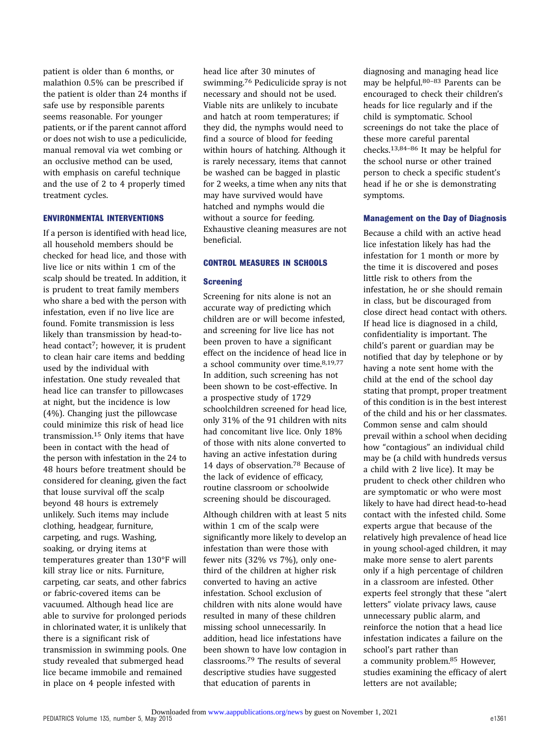patient is older than 6 months, or malathion 0.5% can be prescribed if the patient is older than 24 months if safe use by responsible parents seems reasonable. For younger patients, or if the parent cannot afford or does not wish to use a pediculicide, manual removal via wet combing or an occlusive method can be used, with emphasis on careful technique and the use of 2 to 4 properly timed treatment cycles.

## ENVIRONMENTAL INTERVENTIONS

If a person is identified with head lice, all household members should be checked for head lice, and those with live lice or nits within 1 cm of the scalp should be treated. In addition, it is prudent to treat family members who share a bed with the person with infestation, even if no live lice are found. Fomite transmission is less likely than transmission by head-to-head contact[7]; however, it is prudent to clean hair care items and bedding used by the individual with infestation. One study revealed that head lice can transfer to pillowcases at night, but the incidence is low (4%). Changing just the pillowcase could minimize this risk of head lice transmission.[15] Only items that have been in contact with the head of the person with infestation in the 24 to 48 hours before treatment should be considered for cleaning, given the fact that louse survival off the scalp beyond 48 hours is extremely unlikely. Such items may include clothing, headgear, furniture, carpeting, and rugs. Washing, soaking, or drying items at temperatures greater than 130°F will kill stray lice or nits. Furniture, carpeting, car seats, and other fabrics or fabric-covered items can be vacuumed. Although head lice are able to survive for prolonged periods in chlorinated water, it is unlikely that there is a significant risk of transmission in swimming pools. One study revealed that submerged head lice became immobile and remained in place on 4 people infested with head lice after 30 minutes of swimming.[76] Pediculicide spray is not necessary and should not be used. Viable nits are unlikely to incubate and hatch at room temperatures; if they did, the nymphs would need to find a source of blood for feeding within hours of hatching. Although it is rarely necessary, items that cannot be washed can be bagged in plastic for 2 weeks, a time when any nits that may have survived would have hatched and nymphs would die without a source for feeding. Exhaustive cleaning measures are not beneficial.

## CONTROL MEASURES IN SCHOOLS

### Screening

Screening for nits alone is not an accurate way of predicting which children are or will become infested, and screening for live lice has not been proven to have a significant effect on the incidence of head lice in a school community over time.[8,19,77] In addition, such screening has not been shown to be cost-effective. In a prospective study of 1729 schoolchildren screened for head lice, only 31% of the 91 children with nits had concomitant live lice. Only 18% of those with nits alone converted to having an active infestation during 14 days of observation.[78] Because of the lack of evidence of efficacy, routine classroom or schoolwide screening should be discouraged.

Although children with at least 5 nits within 1 cm of the scalp were significantly more likely to develop an infestation than were those with fewer nits (32% vs 7%), only one-third of the children at higher risk converted to having an active infestation. School exclusion of children with nits alone would have resulted in many of these children missing school unnecessarily. In addition, head lice infestations have been shown to have low contagion in classrooms.[79] The results of several descriptive studies have suggested that education of parents in diagnosing and managing head lice may be helpful.[80–83] Parents can be encouraged to check their children's heads for lice regularly and if the child is symptomatic. School screenings do not take the place of these more careful parental checks.[13,84–86] It may be helpful for the school nurse or other trained person to check a specific student's head if he or she is demonstrating symptoms.

### Management on the Day of Diagnosis

Because a child with an active head lice infestation likely has had the infestation for 1 month or more by the time it is discovered and poses little risk to others from the infestation, he or she should remain in class, but be discouraged from close direct head contact with others. If head lice is diagnosed in a child, confidentiality is important. The child's parent or guardian may be notified that day by telephone or by having a note sent home with the child at the end of the school day stating that prompt, proper treatment of this condition is in the best interest of the child and his or her classmates. Common sense and calm should prevail within a school when deciding how "contagious" an individual child may be (a child with hundreds versus a child with 2 live lice). It may be prudent to check other children who are symptomatic or who were most likely to have had direct head-to-head contact with the infested child. Some experts argue that because of the relatively high prevalence of head lice in young school-aged children, it may make more sense to alert parents only if a high percentage of children in a classroom are infested. Other experts feel strongly that these "alert letters" violate privacy laws, cause unnecessary public alarm, and reinforce the notion that a head lice infestation indicates a failure on the school's part rather than a community problem.[85] However, studies examining the efficacy of alert letters are not available;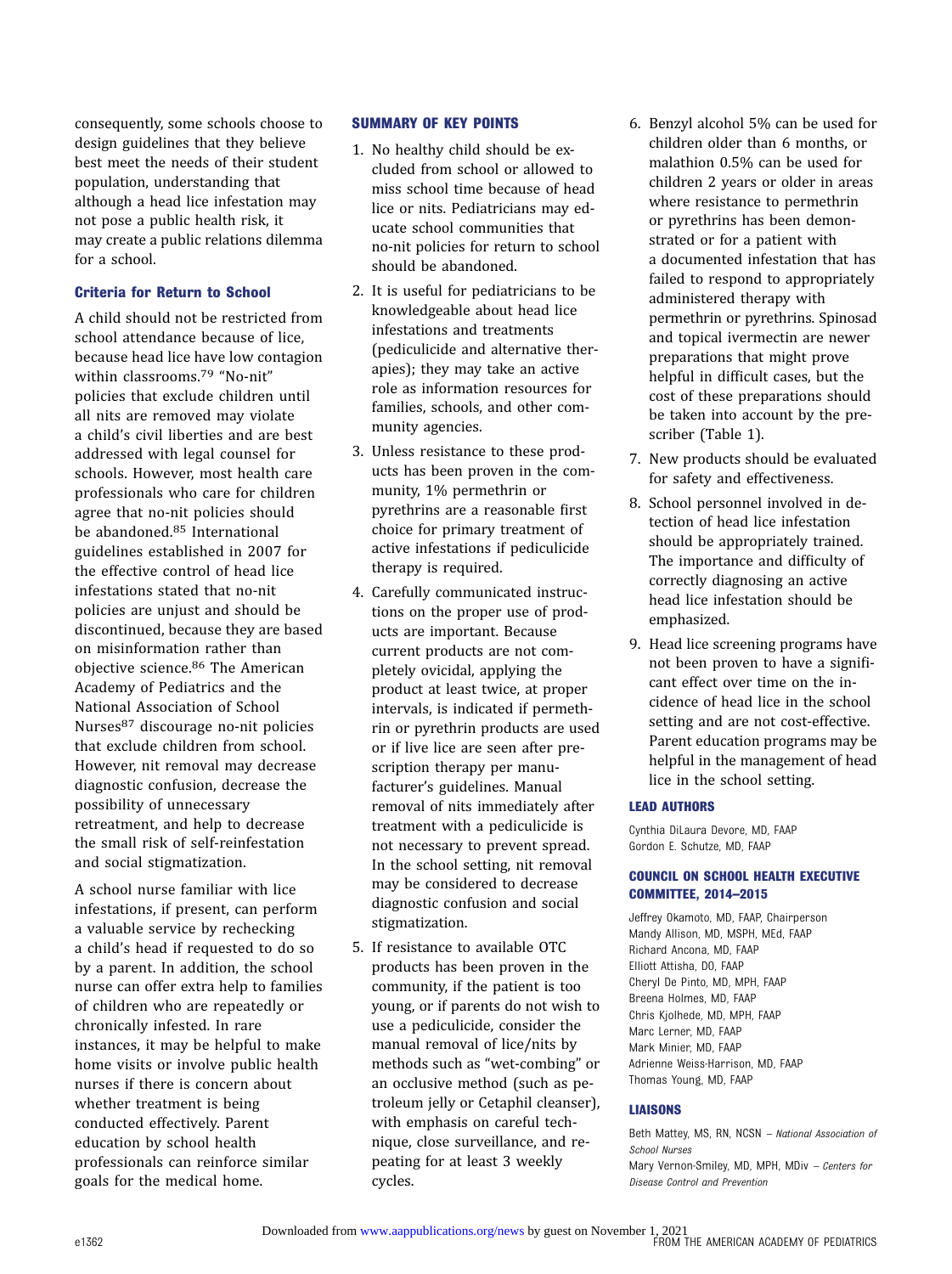consequently, some schools choose to design guidelines that they believe best meet the needs of their student population, understanding that although a head lice infestation may not pose a public health risk, it may create a public relations dilemma for a school.

### Criteria for Return to School

A child should not be restricted from school attendance because of lice, because head lice have low contagion within classrooms.[79] "No-nit" policies that exclude children until all nits are removed may violate a child's civil liberties and are best addressed with legal counsel for schools. However, most health care professionals who care for children agree that no-nit policies should be abandoned.[85] International guidelines established in 2007 for the effective control of head lice infestations stated that no-nit policies are unjust and should be discontinued, because they are based on misinformation rather than objective science.[86] The American Academy of Pediatrics and the National Association of School Nurses[87] discourage no-nit policies that exclude children from school. However, nit removal may decrease diagnostic confusion, decrease the possibility of unnecessary retreatment, and help to decrease the small risk of self-reinfestation and social stigmatization.

A school nurse familiar with lice infestations, if present, can perform a valuable service by rechecking a child's head if requested to do so by a parent. In addition, the school nurse can offer extra help to families of children who are repeatedly or chronically infested. In rare instances, it may be helpful to make home visits or involve public health nurses if there is concern about whether treatment is being conducted effectively. Parent education by school health professionals can reinforce similar goals for the medical home.

## SUMMARY OF KEY POINTS

1. No healthy child should be excluded from school or allowed to miss school time because of head lice or nits. Pediatricians may educate school communities that no-nit policies for return to school should be abandoned.
2. It is useful for pediatricians to be knowledgeable about head lice infestations and treatments (pediculicide and alternative therapies); they may take an active role as information resources for families, schools, and other community agencies.
3. Unless resistance to these products has been proven in the community, 1% permethrin or pyrethrins are a reasonable first choice for primary treatment of active infestations if pediculicide therapy is required.
4. Carefully communicated instructions on the proper use of products are important. Because current products are not completely ovicidal, applying the product at least twice, at proper intervals, is indicated if permethrin or pyrethrin products are used or if live lice are seen after prescription therapy per manufacturer's guidelines. Manual removal of nits immediately after treatment with a pediculicide is not necessary to prevent spread. In the school setting, nit removal may be considered to decrease diagnostic confusion and social stigmatization.
5. If resistance to available OTC products has been proven in the community, if the patient is too young, or if parents do not wish to use a pediculicide, consider the manual removal of lice/nits by methods such as "wet-combing" or an occlusive method (such as petroleum jelly or Cetaphil cleanser), with emphasis on careful technique, close surveillance, and repeating for at least 3 weekly cycles.
6. Benzyl alcohol 5% can be used for children older than 6 months, or malathion 0.5% can be used for children 2 years or older in areas where resistance to permethrin or pyrethrins has been demonstrated or for a patient with a documented infestation that has failed to respond to appropriately administered therapy with permethrin or pyrethrins. Spinosad and topical ivermectin are newer preparations that might prove helpful in difficult cases, but the cost of these preparations should be taken into account by the prescriber (Table 1).
7. New products should be evaluated for safety and effectiveness.
8. School personnel involved in detection of head lice infestation should be appropriately trained. The importance and difficulty of correctly diagnosing an active head lice infestation should be emphasized.
9. Head lice screening programs have not been proven to have a significant effect over time on the incidence of head lice in the school setting and are not cost-effective. Parent education programs may be helpful in the management of head lice in the school setting.

## LEAD AUTHORS

Cynthia DiLaura Devore, MD, FAAP
Gordon E. Schutze, MD, FAAP

## COUNCIL ON SCHOOL HEALTH EXECUTIVE COMMITTEE, 2014–2015

Jeffrey Okamoto, MD, FAAP, Chairperson
Mandy Allison, MD, MSPH, MEd, FAAP
Richard Ancona, MD, FAAP
Elliott Attisha, DO, FAAP
Cheryl De Pinto, MD, MPH, FAAP
Breena Holmes, MD, FAAP
Chris Kjolhede, MD, MPH, FAAP
Marc Lerner, MD, FAAP
Mark Minier, MD, FAAP
Adrienne Weiss-Harrison, MD, FAAP
Thomas Young, MD, FAAP

## LIAISONS

Beth Mattey, MS, RN, NCSN – *National Association of School Nurses*
Mary Vernon-Smiley, MD, MPH, MDiv – *Centers for Disease Control and Prevention*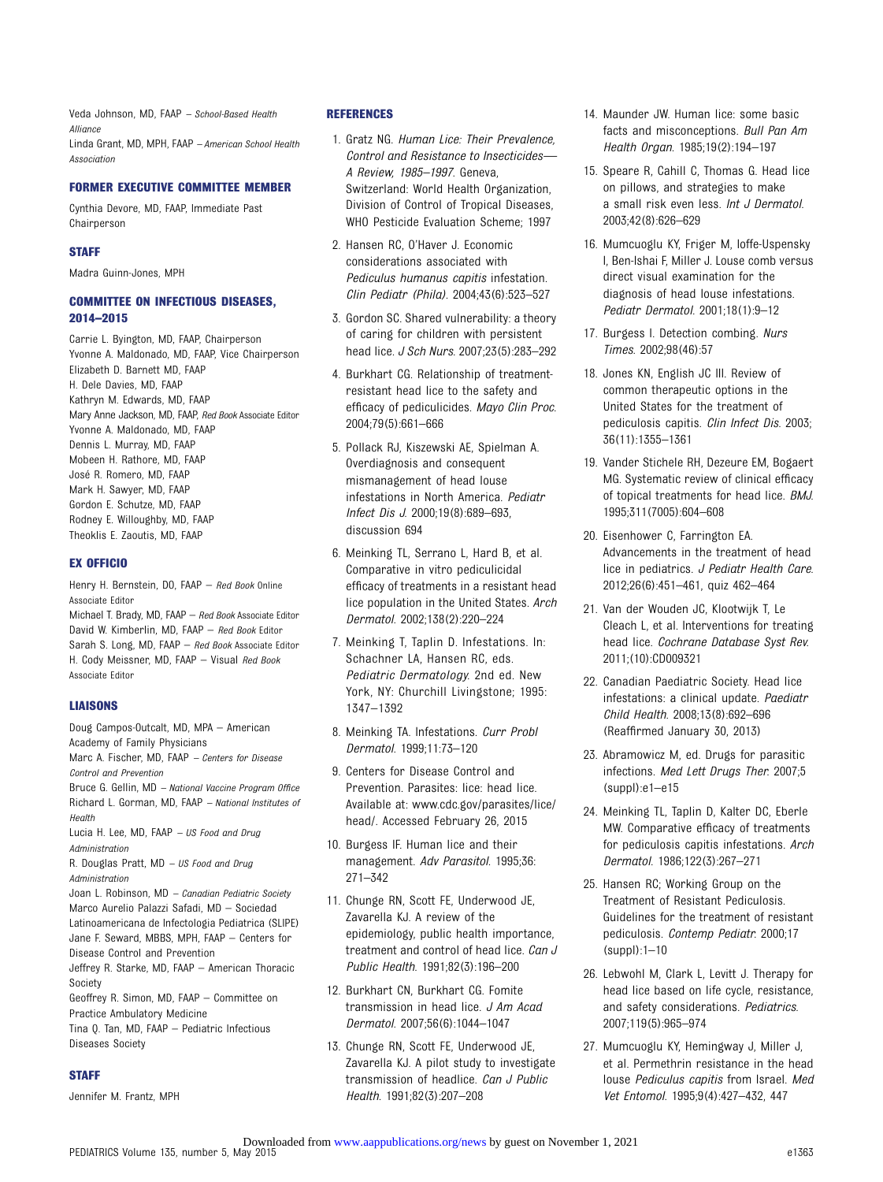Veda Johnson, MD, FAAP – *School-Based Health Alliance*
Linda Grant, MD, MPH, FAAP – *American School Health Association*

### FORMER EXECUTIVE COMMITTEE MEMBER

Cynthia Devore, MD, FAAP, Immediate Past Chairperson

### STAFF

Madra Guinn-Jones, MPH

### COMMITTEE ON INFECTIOUS DISEASES, 2014–2015

Carrie L. Byington, MD, FAAP, Chairperson
Yvonne A. Maldonado, MD, FAAP, Vice Chairperson
Elizabeth D. Barnett MD, FAAP
H. Dele Davies, MD, FAAP
Kathryn M. Edwards, MD, FAAP
Mary Anne Jackson, MD, FAAP, *Red Book* Associate Editor
Yvonne A. Maldonado, MD, FAAP
Dennis L. Murray, MD, FAAP
Mobeen H. Rathore, MD, FAAP
José R. Romero, MD, FAAP
Mark H. Sawyer, MD, FAAP
Gordon E. Schutze, MD, FAAP
Rodney E. Willoughby, MD, FAAP
Theoklis E. Zaoutis, MD, FAAP

### EX OFFICIO

Henry H. Bernstein, DO, FAAP – *Red Book* Online Associate Editor
Michael T. Brady, MD, FAAP – *Red Book* Associate Editor
David W. Kimberlin, MD, FAAP – *Red Book* Editor
Sarah S. Long, MD, FAAP – *Red Book* Associate Editor
H. Cody Meissner, MD, FAAP – Visual *Red Book* Associate Editor

### LIAISONS

Doug Campos-Outcalt, MD, MPA – American Academy of Family Physicians
Marc A. Fischer, MD, FAAP – *Centers for Disease Control and Prevention*
Bruce G. Gellin, MD – *National Vaccine Program Office*
Richard L. Gorman, MD, FAAP – *National Institutes of Health*
Lucia H. Lee, MD, FAAP – *US Food and Drug Administration*
R. Douglas Pratt, MD – *US Food and Drug Administration*
Joan L. Robinson, MD – *Canadian Pediatric Society*
Marco Aurelio Palazzi Safadi, MD – Sociedad Latinoamericana de Infectologia Pediatrica (SLIPE)
Jane F. Seward, MBBS, MPH, FAAP – Centers for Disease Control and Prevention
Jeffrey R. Starke, MD, FAAP – American Thoracic Society
Geoffrey R. Simon, MD, FAAP – Committee on Practice Ambulatory Medicine
Tina Q. Tan, MD, FAAP – Pediatric Infectious Diseases Society

### STAFF

Jennifer M. Frantz, MPH

### REFERENCES

1. Gratz NG. *Human Lice: Their Prevalence, Control and Resistance to Insecticides—A Review, 1985–1997.* Geneva, Switzerland: World Health Organization, Division of Control of Tropical Diseases, WHO Pesticide Evaluation Scheme; 1997
2. Hansen RC, O'Haver J. Economic considerations associated with *Pediculus humanus capitis* infestation. *Clin Pediatr (Phila).* 2004;43(6):523–527
3. Gordon SC. Shared vulnerability: a theory of caring for children with persistent head lice. *J Sch Nurs.* 2007;23(5):283–292
4. Burkhart CG. Relationship of treatment-resistant head lice to the safety and efficacy of pediculicides. *Mayo Clin Proc.* 2004;79(5):661–666
5. Pollack RJ, Kiszewski AE, Spielman A. Overdiagnosis and consequent mismanagement of head louse infestations in North America. *Pediatr Infect Dis J.* 2000;19(8):689–693, discussion 694
6. Meinking TL, Serrano L, Hard B, et al. Comparative in vitro pediculicidal efficacy of treatments in a resistant head lice population in the United States. *Arch Dermatol.* 2002;138(2):220–224
7. Meinking T, Taplin D. Infestations. In: Schachner LA, Hansen RC, eds. *Pediatric Dermatology.* 2nd ed. New York, NY: Churchill Livingstone; 1995: 1347–1392
8. Meinking TA. Infestations. *Curr Probl Dermatol.* 1999;11:73–120
9. Centers for Disease Control and Prevention. Parasites: lice: head lice. Available at: www.cdc.gov/parasites/lice/head/. Accessed February 26, 2015
10. Burgess IF. Human lice and their management. *Adv Parasitol.* 1995;36: 271–342
11. Chunge RN, Scott FE, Underwood JE, Zavarella KJ. A review of the epidemiology, public health importance, treatment and control of head lice. *Can J Public Health.* 1991;82(3):196–200
12. Burkhart CN, Burkhart CG. Fomite transmission in head lice. *J Am Acad Dermatol.* 2007;56(6):1044–1047
13. Chunge RN, Scott FE, Underwood JE, Zavarella KJ. A pilot study to investigate transmission of headlice. *Can J Public Health.* 1991;82(3):207–208
14. Maunder JW. Human lice: some basic facts and misconceptions. *Bull Pan Am Health Organ.* 1985;19(2):194–197
15. Speare R, Cahill C, Thomas G. Head lice on pillows, and strategies to make a small risk even less. *Int J Dermatol.* 2003;42(8):626–629
16. Mumcuoglu KY, Friger M, Ioffe-Uspensky I, Ben-Ishai F, Miller J. Louse comb versus direct visual examination for the diagnosis of head louse infestations. *Pediatr Dermatol.* 2001;18(1):9–12
17. Burgess I. Detection combing. *Nurs Times.* 2002;98(46):57
18. Jones KN, English JC III. Review of common therapeutic options in the United States for the treatment of pediculosis capitis. *Clin Infect Dis.* 2003; 36(11):1355–1361
19. Vander Stichele RH, Dezeure EM, Bogaert MG. Systematic review of clinical efficacy of topical treatments for head lice. *BMJ.* 1995;311(7005):604–608
20. Eisenhower C, Farrington EA. Advancements in the treatment of head lice in pediatrics. *J Pediatr Health Care.* 2012;26(6):451–461, quiz 462–464
21. Van der Wouden JC, Klootwijk T, Le Cleach L, et al. Interventions for treating head lice. *Cochrane Database Syst Rev.* 2011;(10):CD009321
22. Canadian Paediatric Society. Head lice infestations: a clinical update. *Paediatr Child Health.* 2008;13(8):692–696 (Reaffirmed January 30, 2013)
23. Abramowicz M, ed. Drugs for parasitic infections. *Med Lett Drugs Ther.* 2007;5 (suppl):e1–e15
24. Meinking TL, Taplin D, Kalter DC, Eberle MW. Comparative efficacy of treatments for pediculosis capitis infestations. *Arch Dermatol.* 1986;122(3):267–271
25. Hansen RC; Working Group on the Treatment of Resistant Pediculosis. Guidelines for the treatment of resistant pediculosis. *Contemp Pediatr.* 2000;17 (suppl):1–10
26. Lebwohl M, Clark L, Levitt J. Therapy for head lice based on life cycle, resistance, and safety considerations. *Pediatrics.* 2007;119(5):965–974
27. Mumcuoglu KY, Hemingway J, Miller J, et al. Permethrin resistance in the head louse *Pediculus capitis* from Israel. *Med Vet Entomol.* 1995;9(4):427–432, 447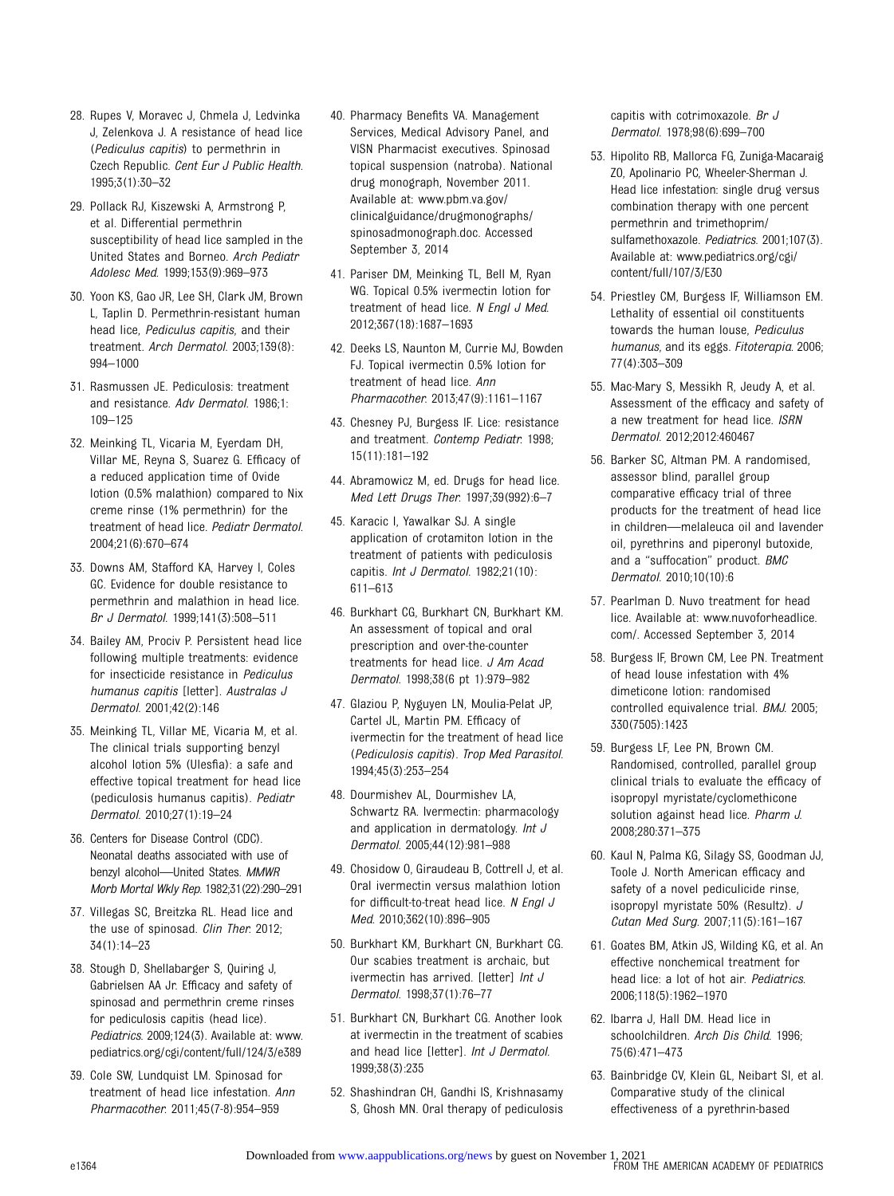28. Rupes V, Moravec J, Chmela J, Ledvinka J, Zelenkova J. A resistance of head lice (*Pediculus capitis*) to permethrin in Czech Republic. *Cent Eur J Public Health*. 1995;3(1):30–32

29. Pollack RJ, Kiszewski A, Armstrong P, et al. Differential permethrin susceptibility of head lice sampled in the United States and Borneo. *Arch Pediatr Adolesc Med*. 1999;153(9):969–973

30. Yoon KS, Gao JR, Lee SH, Clark JM, Brown L, Taplin D. Permethrin-resistant human head lice, *Pediculus capitis*, and their treatment. *Arch Dermatol*. 2003;139(8):994–1000

31. Rasmussen JE. Pediculosis: treatment and resistance. *Adv Dermatol*. 1986;1:109–125

32. Meinking TL, Vicaria M, Eyerdam DH, Villar ME, Reyna S, Suarez G. Efficacy of a reduced application time of Ovide lotion (0.5% malathion) compared to Nix creme rinse (1% permethrin) for the treatment of head lice. *Pediatr Dermatol*. 2004;21(6):670–674

33. Downs AM, Stafford KA, Harvey I, Coles GC. Evidence for double resistance to permethrin and malathion in head lice. *Br J Dermatol*. 1999;141(3):508–511

34. Bailey AM, Prociv P. Persistent head lice following multiple treatments: evidence for insecticide resistance in *Pediculus humanus capitis* [letter]. *Australas J Dermatol*. 2001;42(2):146

35. Meinking TL, Villar ME, Vicaria M, et al. The clinical trials supporting benzyl alcohol lotion 5% (Ulesfia): a safe and effective topical treatment for head lice (pediculosis humanus capitis). *Pediatr Dermatol*. 2010;27(1):19–24

36. Centers for Disease Control (CDC). Neonatal deaths associated with use of benzyl alcohol—United States. *MMWR Morb Mortal Wkly Rep*. 1982;31(22):290–291

37. Villegas SC, Breitzka RL. Head lice and the use of spinosad. *Clin Ther*. 2012;34(1):14–23

38. Stough D, Shellabarger S, Quiring J, Gabrielsen AA Jr. Efficacy and safety of spinosad and permethrin creme rinses for pediculosis capitis (head lice). *Pediatrics*. 2009;124(3). Available at: www.pediatrics.org/cgi/content/full/124/3/e389

39. Cole SW, Lundquist LM. Spinosad for treatment of head lice infestation. *Ann Pharmacother*. 2011;45(7-8):954–959

40. Pharmacy Benefits VA. Management Services, Medical Advisory Panel, and VISN Pharmacist executives. Spinosad topical suspension (natroba). National drug monograph, November 2011. Available at: www.pbm.va.gov/clinicalguidance/drugmonographs/spinosadmonograph.doc. Accessed September 3, 2014

41. Pariser DM, Meinking TL, Bell M, Ryan WG. Topical 0.5% ivermectin lotion for treatment of head lice. *N Engl J Med*. 2012;367(18):1687–1693

42. Deeks LS, Naunton M, Currie MJ, Bowden FJ. Topical ivermectin 0.5% lotion for treatment of head lice. *Ann Pharmacother*. 2013;47(9):1161–1167

43. Chesney PJ, Burgess IF. Lice: resistance and treatment. *Contemp Pediatr*. 1998;15(11):181–192

44. Abramowicz M, ed. Drugs for head lice. *Med Lett Drugs Ther*. 1997;39(992):6–7

45. Karacic I, Yawalkar SJ. A single application of crotamiton lotion in the treatment of patients with pediculosis capitis. *Int J Dermatol*. 1982;21(10):611–613

46. Burkhart CG, Burkhart CN, Burkhart KM. An assessment of topical and oral prescription and over-the-counter treatments for head lice. *J Am Acad Dermatol*. 1998;38(6 pt 1):979–982

47. Glaziou P, Nyguyen LN, Moulia-Pelat JP, Cartel JL, Martin PM. Efficacy of ivermectin for the treatment of head lice (*Pediculosis capitis*). *Trop Med Parasitol*. 1994;45(3):253–254

48. Dourmishev AL, Dourmishev LA, Schwartz RA. Ivermectin: pharmacology and application in dermatology. *Int J Dermatol*. 2005;44(12):981–988

49. Chosidow O, Giraudeau B, Cottrell J, et al. Oral ivermectin versus malathion lotion for difficult-to-treat head lice. *N Engl J Med*. 2010;362(10):896–905

50. Burkhart KM, Burkhart CN, Burkhart CG. Our scabies treatment is archaic, but ivermectin has arrived. [letter] *Int J Dermatol*. 1998;37(1):76–77

51. Burkhart CN, Burkhart CG. Another look at ivermectin in the treatment of scabies and head lice [letter]. *Int J Dermatol*. 1999;38(3):235

52. Shashindran CH, Gandhi IS, Krishnasamy S, Ghosh MN. Oral therapy of pediculosis capitis with cotrimoxazole. *Br J Dermatol*. 1978;98(6):699–700

53. Hipolito RB, Mallorca FG, Zuniga-Macaraig ZO, Apolinario PC, Wheeler-Sherman J. Head lice infestation: single drug versus combination therapy with one percent permethrin and trimethoprim/sulfamethoxazole. *Pediatrics*. 2001;107(3). Available at: www.pediatrics.org/cgi/content/full/107/3/E30

54. Priestley CM, Burgess IF, Williamson EM. Lethality of essential oil constituents towards the human louse, *Pediculus humanus*, and its eggs. *Fitoterapia*. 2006;77(4):303–309

55. Mac-Mary S, Messikh R, Jeudy A, et al. Assessment of the efficacy and safety of a new treatment for head lice. *ISRN Dermatol*. 2012;2012:460467

56. Barker SC, Altman PM. A randomised, assessor blind, parallel group comparative efficacy trial of three products for the treatment of head lice in children—melaleuca oil and lavender oil, pyrethrins and piperonyl butoxide, and a "suffocation" product. *BMC Dermatol*. 2010;10(10):6

57. Pearlman D. Nuvo treatment for head lice. Available at: www.nuvoforheadlice.com/. Accessed September 3, 2014

58. Burgess IF, Brown CM, Lee PN. Treatment of head louse infestation with 4% dimeticone lotion: randomised controlled equivalence trial. *BMJ*. 2005;330(7505):1423

59. Burgess LF, Lee PN, Brown CM. Randomised, controlled, parallel group clinical trials to evaluate the efficacy of isopropyl myristate/cyclomethicone solution against head lice. *Pharm J*. 2008;280:371–375

60. Kaul N, Palma KG, Silagy SS, Goodman JJ, Toole J. North American efficacy and safety of a novel pediculicide rinse, isopropyl myristate 50% (Resultz). *J Cutan Med Surg*. 2007;11(5):161–167

61. Goates BM, Atkin JS, Wilding KG, et al. An effective nonchemical treatment for head lice: a lot of hot air. *Pediatrics*. 2006;118(5):1962–1970

62. Ibarra J, Hall DM. Head lice in schoolchildren. *Arch Dis Child*. 1996;75(6):471–473

63. Bainbridge CV, Klein GL, Neibart SI, et al. Comparative study of the clinical effectiveness of a pyrethrin-based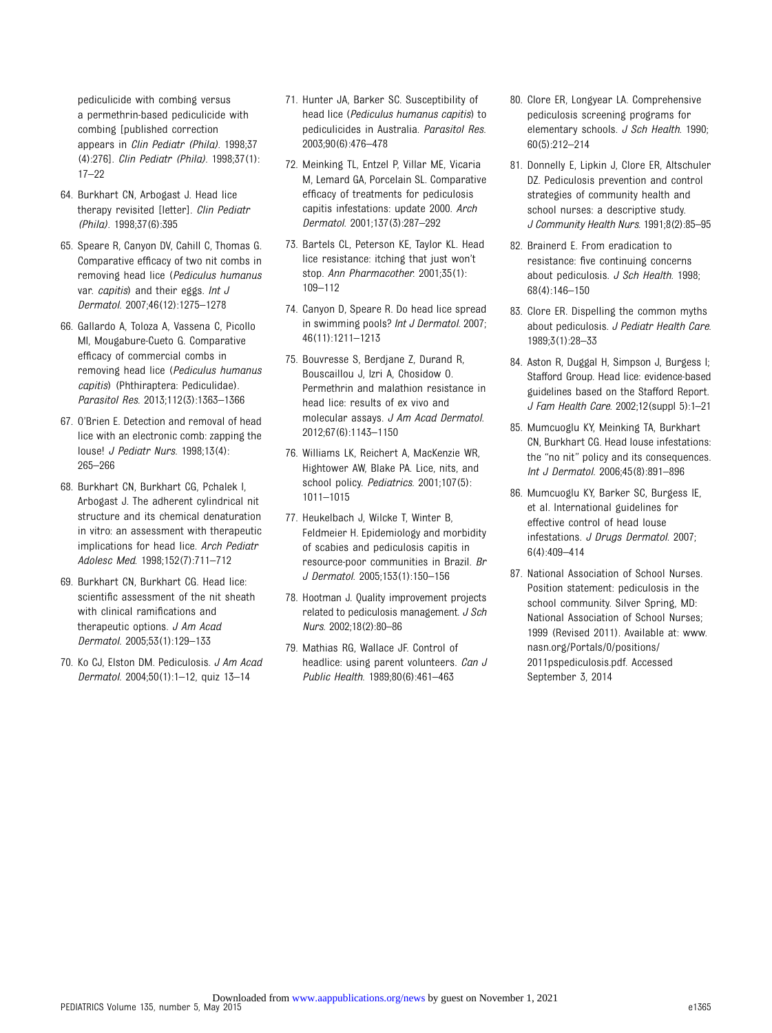pediculicide with combing versus a permethrin-based pediculicide with combing [published correction appears in *Clin Pediatr (Phila)*. 1998;37(4):276]. *Clin Pediatr (Phila)*. 1998;37(1):17–22

64. Burkhart CN, Arbogast J. Head lice therapy revisited [letter]. *Clin Pediatr (Phila)*. 1998;37(6):395
65. Speare R, Canyon DV, Cahill C, Thomas G. Comparative efficacy of two nit combs in removing head lice (*Pediculus humanus* var. *capitis*) and their eggs. *Int J Dermatol*. 2007;46(12):1275–1278
66. Gallardo A, Toloza A, Vassena C, Picollo MI, Mougabure-Cueto G. Comparative efficacy of commercial combs in removing head lice (*Pediculus humanus capitis*) (Phthiraptera: Pediculidae). *Parasitol Res*. 2013;112(3):1363–1366
67. O'Brien E. Detection and removal of head lice with an electronic comb: zapping the louse! *J Pediatr Nurs*. 1998;13(4):265–266
68. Burkhart CN, Burkhart CG, Pchalek I, Arbogast J. The adherent cylindrical nit structure and its chemical denaturation in vitro: an assessment with therapeutic implications for head lice. *Arch Pediatr Adolesc Med*. 1998;152(7):711–712
69. Burkhart CN, Burkhart CG. Head lice: scientific assessment of the nit sheath with clinical ramifications and therapeutic options. *J Am Acad Dermatol*. 2005;53(1):129–133
70. Ko CJ, Elston DM. Pediculosis. *J Am Acad Dermatol*. 2004;50(1):1–12, quiz 13–14
71. Hunter JA, Barker SC. Susceptibility of head lice (*Pediculus humanus capitis*) to pediculicides in Australia. *Parasitol Res*. 2003;90(6):476–478
72. Meinking TL, Entzel P, Villar ME, Vicaria M, Lemard GA, Porcelain SL. Comparative efficacy of treatments for pediculosis capitis infestations: update 2000. *Arch Dermatol*. 2001;137(3):287–292
73. Bartels CL, Peterson KE, Taylor KL. Head lice resistance: itching that just won't stop. *Ann Pharmacother*. 2001;35(1):109–112
74. Canyon D, Speare R. Do head lice spread in swimming pools? *Int J Dermatol*. 2007;46(11):1211–1213
75. Bouvresse S, Berdjane Z, Durand R, Bouscaillou J, Izri A, Chosidow O. Permethrin and malathion resistance in head lice: results of ex vivo and molecular assays. *J Am Acad Dermatol*. 2012;67(6):1143–1150
76. Williams LK, Reichert A, MacKenzie WR, Hightower AW, Blake PA. Lice, nits, and school policy. *Pediatrics*. 2001;107(5):1011–1015
77. Heukelbach J, Wilcke T, Winter B, Feldmeier H. Epidemiology and morbidity of scabies and pediculosis capitis in resource-poor communities in Brazil. *Br J Dermatol*. 2005;153(1):150–156
78. Hootman J. Quality improvement projects related to pediculosis management. *J Sch Nurs*. 2002;18(2):80–86
79. Mathias RG, Wallace JF. Control of headlice: using parent volunteers. *Can J Public Health*. 1989;80(6):461–463
80. Clore ER, Longyear LA. Comprehensive pediculosis screening programs for elementary schools. *J Sch Health*. 1990;60(5):212–214
81. Donnelly E, Lipkin J, Clore ER, Altschuler DZ. Pediculosis prevention and control strategies of community health and school nurses: a descriptive study. *J Community Health Nurs*. 1991;8(2):85–95
82. Brainerd E. From eradication to resistance: five continuing concerns about pediculosis. *J Sch Health*. 1998;68(4):146–150
83. Clore ER. Dispelling the common myths about pediculosis. *J Pediatr Health Care*. 1989;3(1):28–33
84. Aston R, Duggal H, Simpson J, Burgess I; Stafford Group. Head lice: evidence-based guidelines based on the Stafford Report. *J Fam Health Care*. 2002;12(suppl 5):1–21
85. Mumcuoglu KY, Meinking TA, Burkhart CN, Burkhart CG. Head louse infestations: the "no nit" policy and its consequences. *Int J Dermatol*. 2006;45(8):891–896
86. Mumcuoglu KY, Barker SC, Burgess IE, et al. International guidelines for effective control of head louse infestations. *J Drugs Dermatol*. 2007;6(4):409–414
87. National Association of School Nurses. Position statement: pediculosis in the school community. Silver Spring, MD: National Association of School Nurses; 1999 (Revised 2011). Available at: www.nasn.org/Portals/0/positions/2011pspediculosis.pdf. Accessed September 3, 2014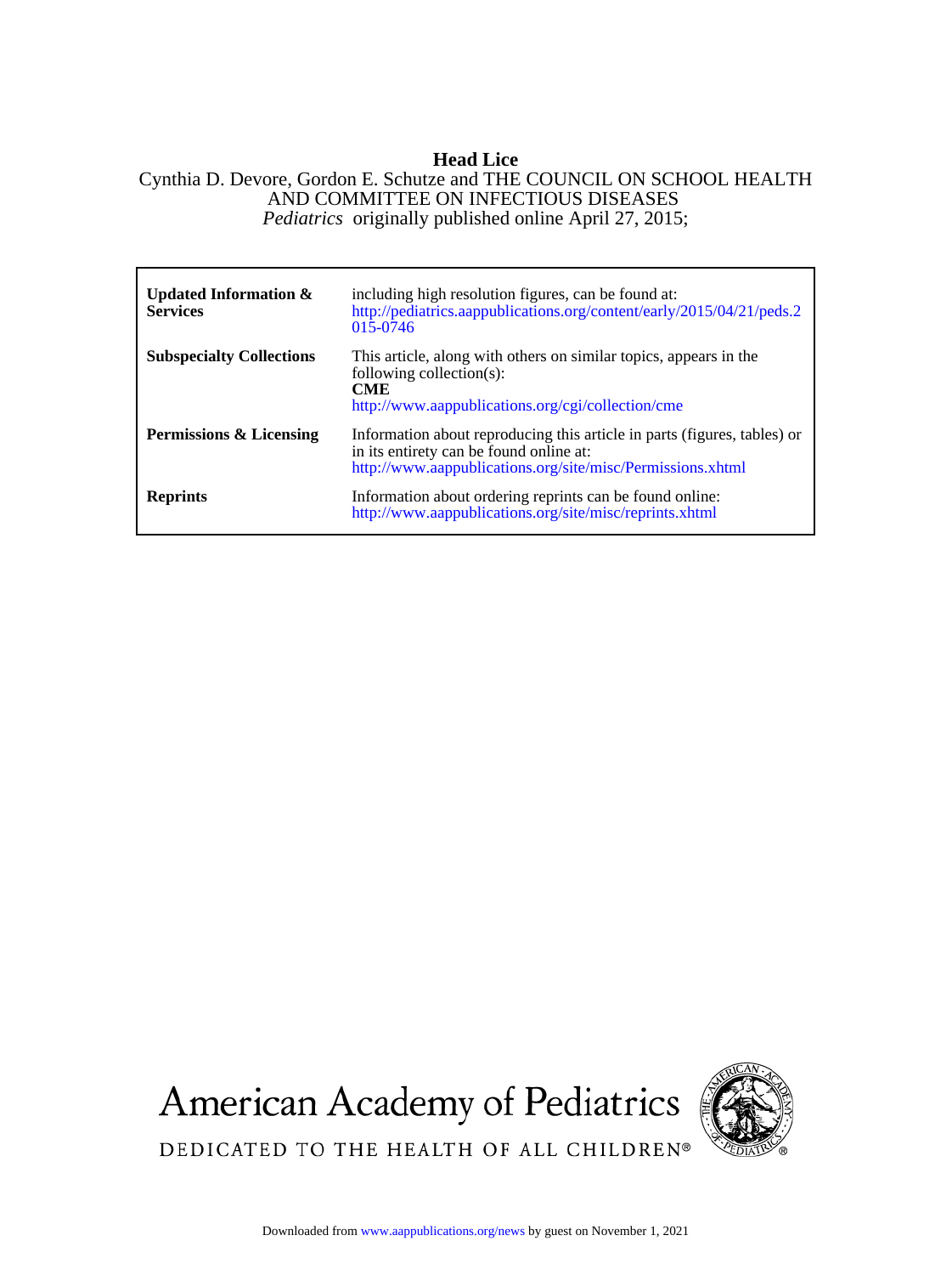# Head Lice

Cynthia D. Devore, Gordon E. Schutze and THE COUNCIL ON SCHOOL HEALTH AND COMMITTEE ON INFECTIOUS DISEASES

*Pediatrics* originally published online April 27, 2015;

| | |
|---|---|
| **Updated Information & Services** | including high resolution figures, can be found at: http://pediatrics.aappublications.org/content/early/2015/04/21/peds.2015-0746 |
| **Subspecialty Collections** | This article, along with others on similar topics, appears in the following collection(s): **CME** http://www.aappublications.org/cgi/collection/cme |
| **Permissions & Licensing** | Information about reproducing this article in parts (figures, tables) or in its entirety can be found online at: http://www.aappublications.org/site/misc/Permissions.xhtml |
| **Reprints** | Information about ordering reprints can be found online: http://www.aappublications.org/site/misc/reprints.xhtml |

American Academy of Pediatrics

DEDICATED TO THE HEALTH OF ALL CHILDREN®

Downloaded from www.aappublications.org/news by guest on November 1, 2021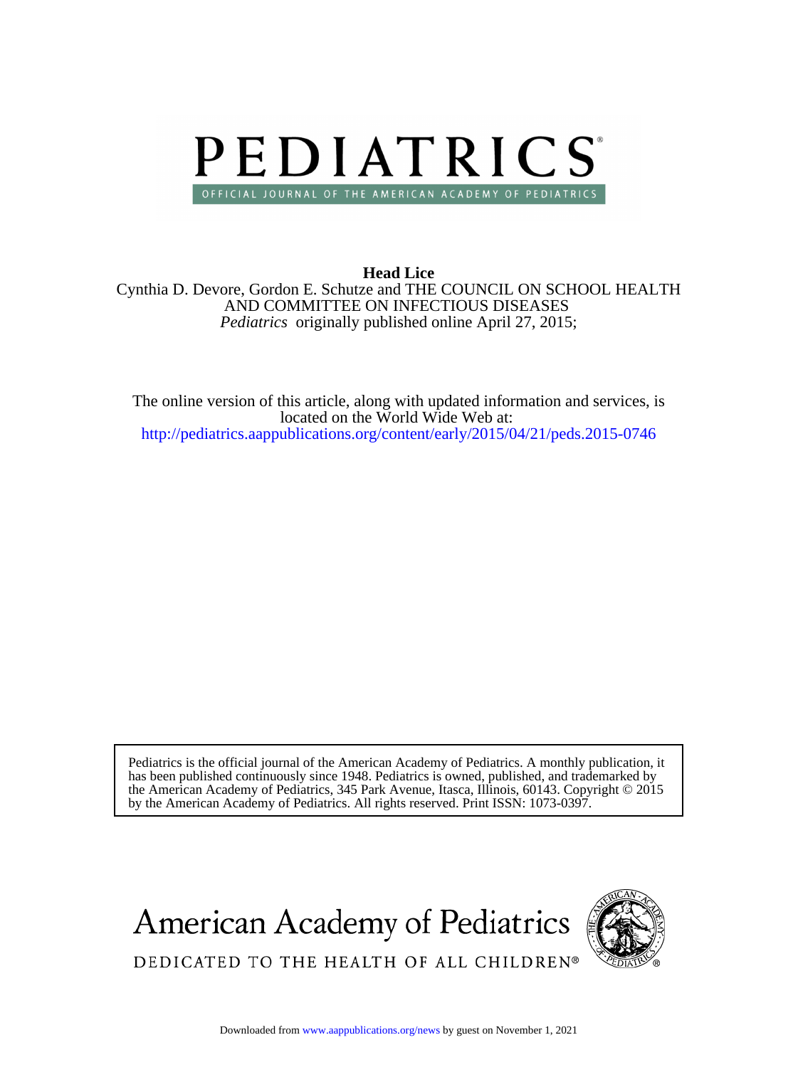# PEDIATRICS

OFFICIAL JOURNAL OF THE AMERICAN ACADEMY OF PEDIATRICS

**Head Lice**

Cynthia D. Devore, Gordon E. Schutze and THE COUNCIL ON SCHOOL HEALTH AND COMMITTEE ON INFECTIOUS DISEASES

*Pediatrics* originally published online April 27, 2015;

The online version of this article, along with updated information and services, is located on the World Wide Web at:

http://pediatrics.aappublications.org/content/early/2015/04/21/peds.2015-0746

Pediatrics is the official journal of the American Academy of Pediatrics. A monthly publication, it has been published continuously since 1948. Pediatrics is owned, published, and trademarked by the American Academy of Pediatrics, 345 Park Avenue, Itasca, Illinois, 60143. Copyright © 2015 by the American Academy of Pediatrics. All rights reserved. Print ISSN: 1073-0397.

American Academy of Pediatrics

DEDICATED TO THE HEALTH OF ALL CHILDREN®